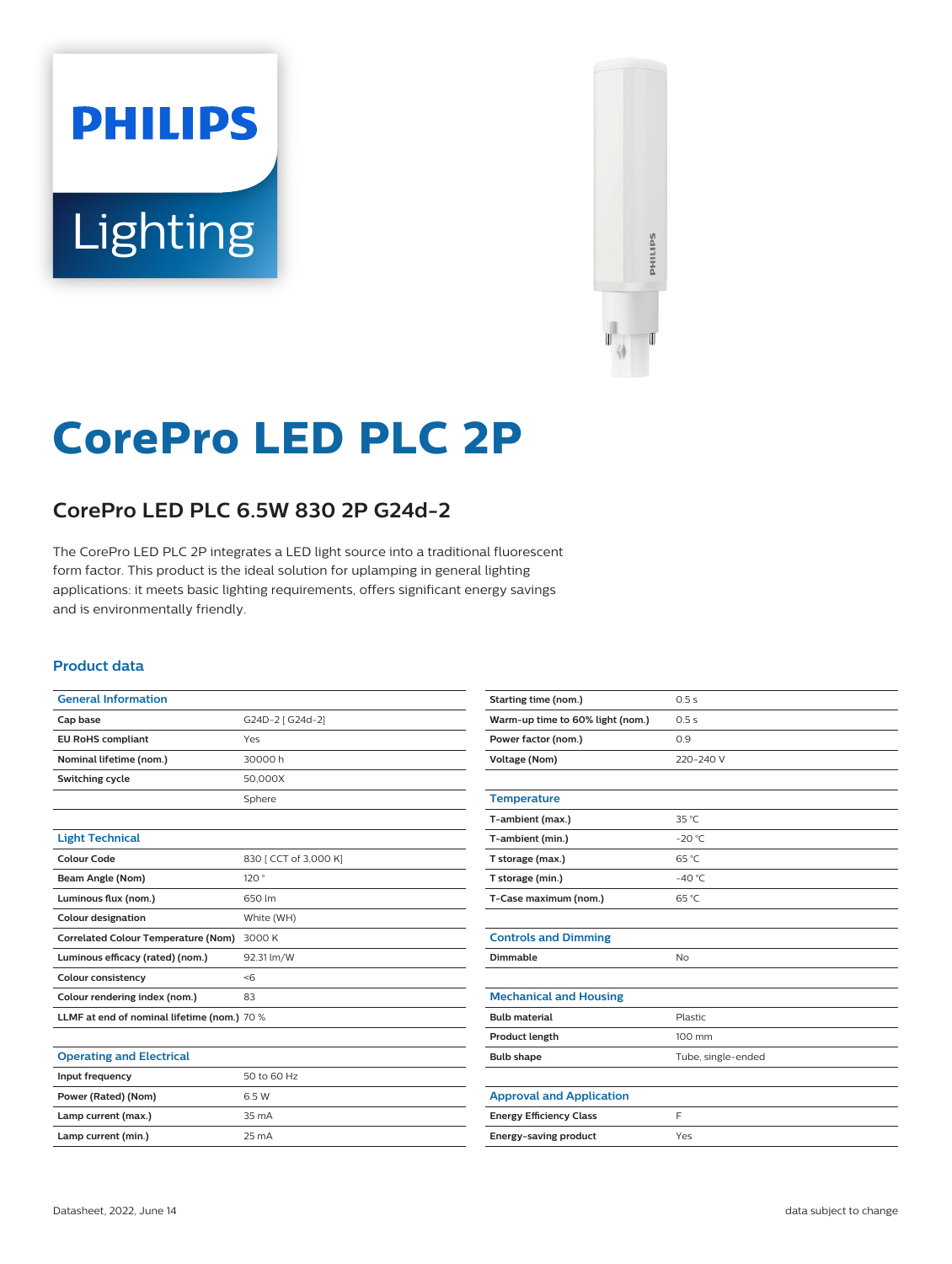# CorePro LED PLC 2P

## CorePro LED PLC 6.5W 830 2P G24d-2

The CorePro LED PLC 2P integrates a LED light source into a traditional fluorescent form factor. This product is the ideal solution for uplamping in general lighting applications: it meets basic lighting requirements, offers significant energy savings and is environmentally friendly.

### Product data

| General Information | |
|---|---|
| Cap base | G24D-2 [ G24d-2] |
| EU RoHS compliant | Yes |
| Nominal lifetime (nom.) | 30000 h |
| Switching cycle | 50,000X |
| | Sphere |

| Light Technical | |
|---|---|
| Colour Code | 830 [ CCT of 3,000 K] |
| Beam Angle (Nom) | 120 ° |
| Luminous flux (nom.) | 650 lm |
| Colour designation | White (WH) |
| Correlated Colour Temperature (Nom) | 3000 K |
| Luminous efficacy (rated) (nom.) | 92.31 lm/W |
| Colour consistency | <6 |
| Colour rendering index (nom.) | 83 |
| LLMF at end of nominal lifetime (nom.) | 70 % |

| Operating and Electrical | |
|---|---|
| Input frequency | 50 to 60 Hz |
| Power (Rated) (Nom) | 6.5 W |
| Lamp current (max.) | 35 mA |
| Lamp current (min.) | 25 mA |
| Starting time (nom.) | 0.5 s |
| Warm-up time to 60% light (nom.) | 0.5 s |
| Power factor (nom.) | 0.9 |
| Voltage (Nom) | 220-240 V |

| Temperature | |
|---|---|
| T-ambient (max.) | 35 °C |
| T-ambient (min.) | -20 °C |
| T storage (max.) | 65 °C |
| T storage (min.) | -40 °C |
| T-Case maximum (nom.) | 65 °C |

| Controls and Dimming | |
|---|---|
| Dimmable | No |

| Mechanical and Housing | |
|---|---|
| Bulb material | Plastic |
| Product length | 100 mm |
| Bulb shape | Tube, single-ended |

| Approval and Application | |
|---|---|
| Energy Efficiency Class | F |
| Energy-saving product | Yes |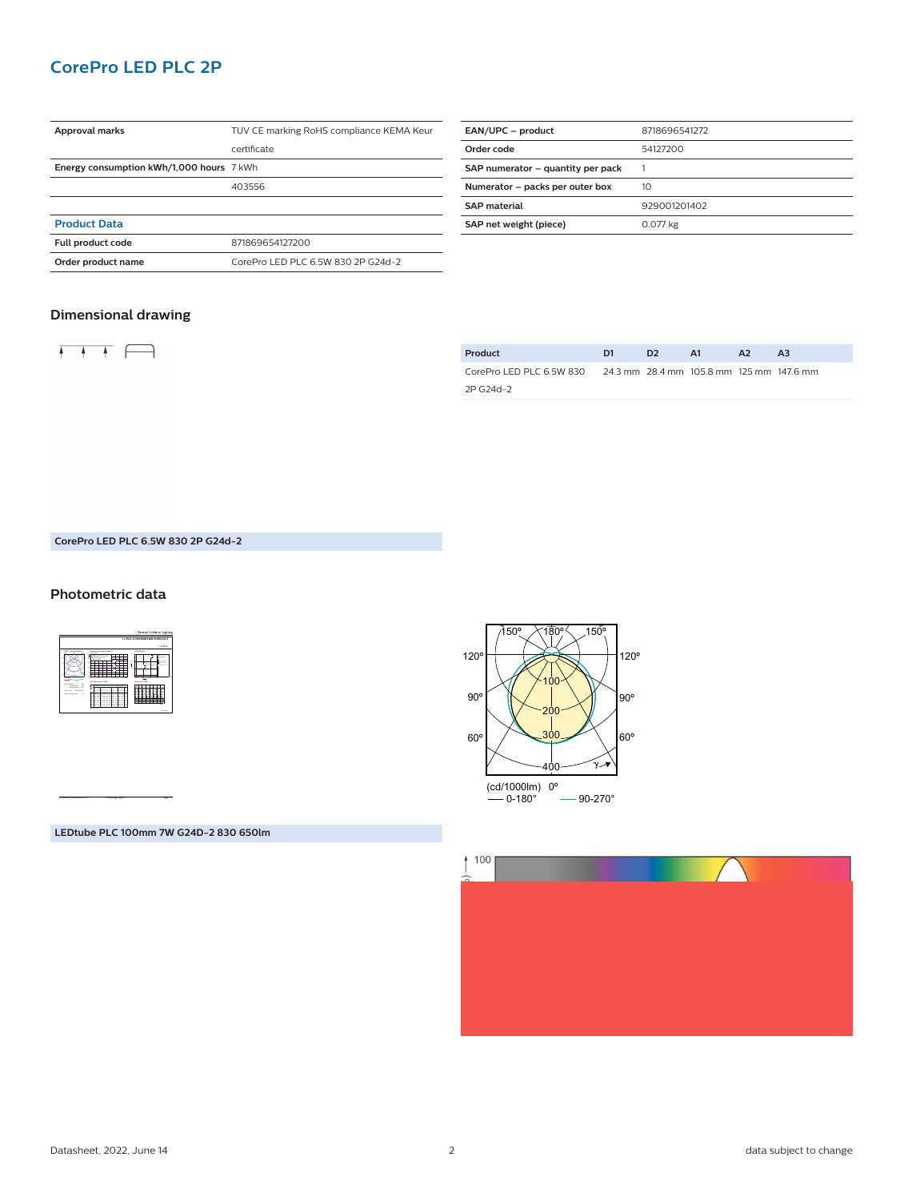# CorePro LED PLC 2P

| | |
|---|---|
| **Approval marks** | TUV CE marking RoHS compliance KEMA Keur certificate |
| **Energy consumption kWh/1,000 hours** | 7 kWh |
| | 403556 |

### Product Data

| | |
|---|---|
| **Full product code** | 871869654127200 |
| **Order product name** | CorePro LED PLC 6.5W 830 2P G24d-2 |

| | |
|---|---|
| **EAN/UPC – product** | 8718696541272 |
| **Order code** | 54127200 |
| **SAP numerator – quantity per pack** | 1 |
| **Numerator – packs per outer box** | 10 |
| **SAP material** | 929001201402 |
| **SAP net weight (piece)** | 0.077 kg |

## Dimensional drawing

| Product | D1 | D2 | A1 | A2 | A3 |
|---|---|---|---|---|---|
| CorePro LED PLC 6.5W 830 2P G24d-2 | 24.3 mm | 28.4 mm | 105.8 mm | 125 mm | 147.6 mm |

**CorePro LED PLC 6.5W 830 2P G24d-2**

## Photometric data

**LEDtube PLC 100mm 7W G24D-2 830 650lm**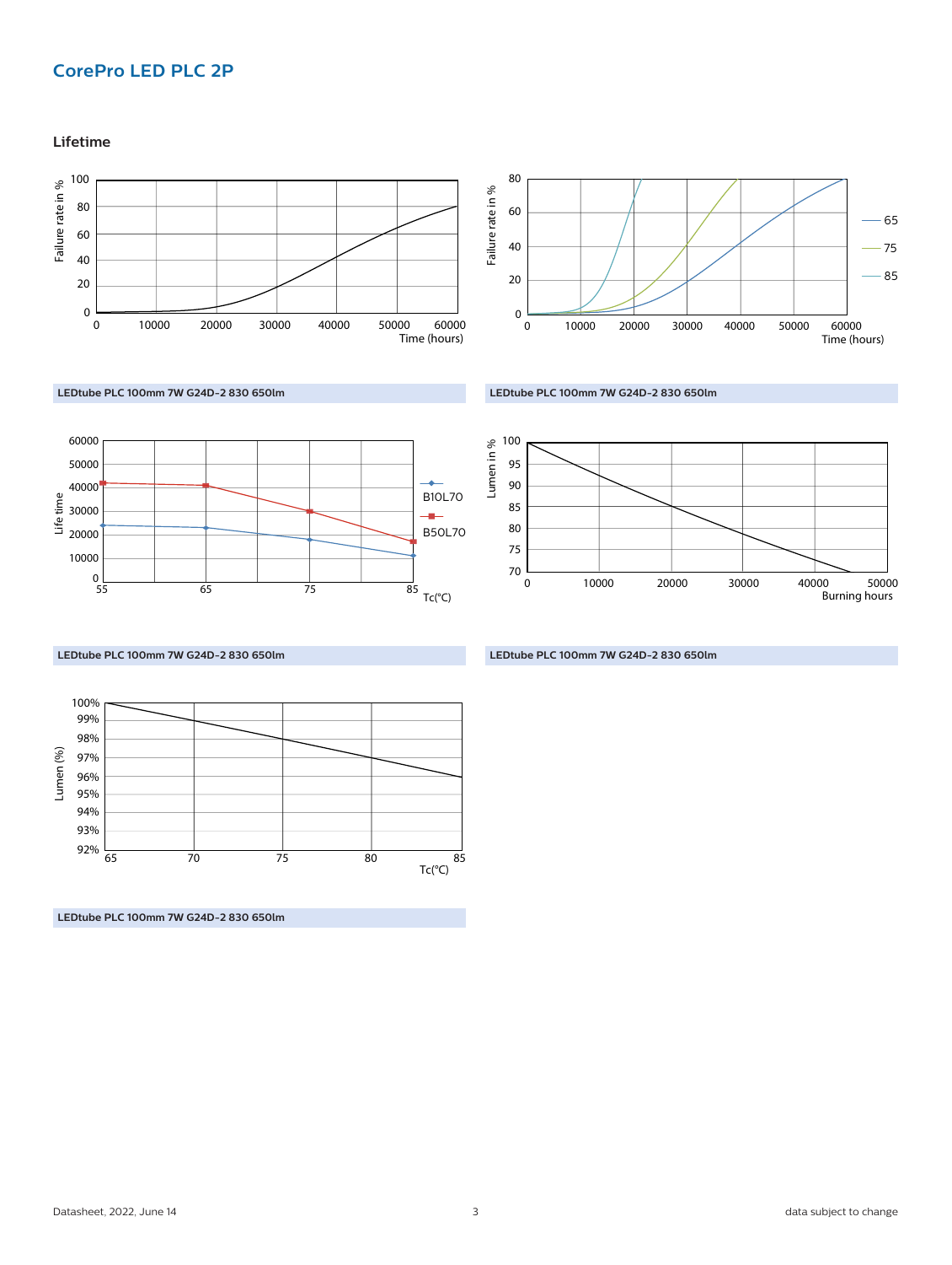# CorePro LED PLC 2P

## Lifetime

LEDtube PLC 100mm 7W G24D-2 830 650lm

LEDtube PLC 100mm 7W G24D-2 830 650lm

LEDtube PLC 100mm 7W G24D-2 830 650lm

LEDtube PLC 100mm 7W G24D-2 830 650lm

LEDtube PLC 100mm 7W G24D-2 830 650lm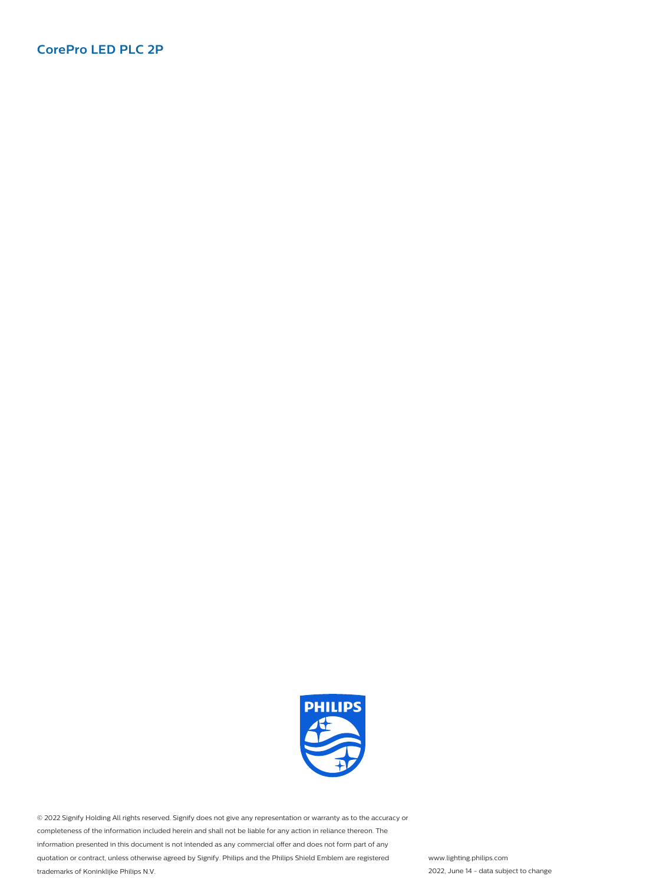CorePro LED PLC 2P

© 2022 Signify Holding All rights reserved. Signify does not give any representation or warranty as to the accuracy or completeness of the information included herein and shall not be liable for any action in reliance thereon. The information presented in this document is not intended as any commercial offer and does not form part of any quotation or contract, unless otherwise agreed by Signify. Philips and the Philips Shield Emblem are registered trademarks of Koninklijke Philips N.V.

www.lighting.philips.com

2022, June 14 - data subject to change